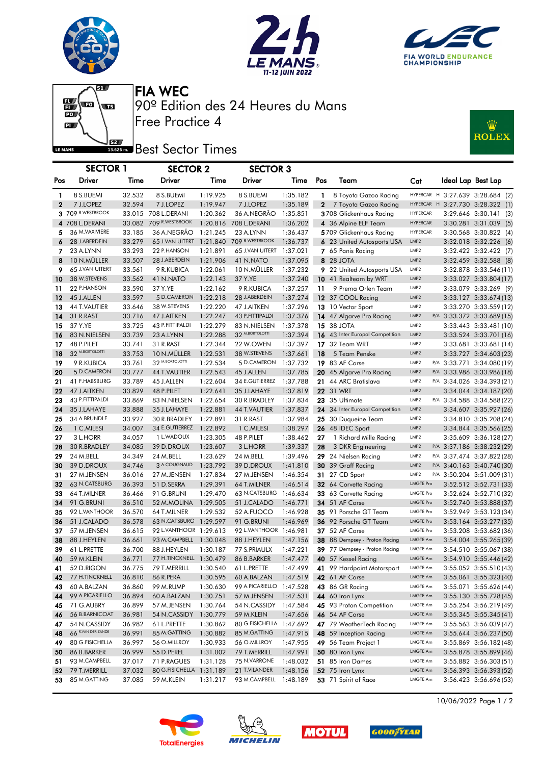# FIA WEC

## 90º Edition des 24 Heures du Mans

## Free Practice 4

## Best Sector Times

| Pos | SECTOR 1 Driver | Time | SECTOR 2 Driver | Time | SECTOR 3 Driver | Time | Pos | Team | Cat | Ideal Lap | Best Lap |
|---|---|---|---|---|---|---|---|---|---|---|---|
| 1 | 8 S.BUEMI | 32.532 | 8 S.BUEMI | 1:19.925 | 8 S.BUEMI | 1:35.182 | 1 | 8 Toyota Gazoo Racing | HYPERCAR H | 3:27.639 | 3:28.684 (2) |
| 2 | 7 J.LOPEZ | 32.594 | 7 J.LOPEZ | 1:19.947 | 7 J.LOPEZ | 1:35.189 | 2 | 7 Toyota Gazoo Racing | HYPERCAR H | 3:27.730 | 3:28.322 (1) |
| 3 | 709 R.WESTBROOK | 33.015 | 708 L.DERANI | 1:20.362 | 36 A.NEGRÃO | 1:35.851 | 3 | 708 Glickenhaus Racing | HYPERCAR | 3:29.646 | 3:30.141 (3) |
| 4 | 708 L.DERANI | 33.082 | 709 R.WESTBROOK | 1:20.816 | 708 L.DERANI | 1:36.202 | 4 | 36 Alpine ELF Team | HYPERCAR | 3:30.281 | 3:31.039 (5) |
| 5 | 36 M.VAXIVIERE | 33.185 | 36 A.NEGRÃO | 1:21.245 | 23 A.LYNN | 1:36.437 | 5 | 709 Glickenhaus Racing | HYPERCAR | 3:30.568 | 3:30.822 (4) |
| 6 | 28 J.ABERDEIN | 33.279 | 65 J.VAN UITERT | 1:21.840 | 709 R.WESTBROOK | 1:36.737 | 6 | 23 United Autosports USA | LMP2 | 3:32.018 | 3:32.226 (6) |
| 7 | 23 A.LYNN | 33.293 | 22 P.HANSON | 1:21.891 | 65 J.VAN UITERT | 1:37.021 | 7 | 65 Panis Racing | LMP2 | 3:32.422 | 3:32.422 (7) |
| 8 | 10 N.MÜLLER | 33.507 | 28 J.ABERDEIN | 1:21.906 | 41 N.NATO | 1:37.095 | 8 | 28 JOTA | LMP2 | 3:32.459 | 3:32.588 (8) |
| 9 | 65 J.VAN UITERT | 33.561 | 9 R.KUBICA | 1:22.061 | 10 N.MÜLLER | 1:37.232 | 9 | 22 United Autosports USA | LMP2 | 3:32.878 | 3:33.546 (11) |
| 10 | 38 W.STEVENS | 33.562 | 41 N.NATO | 1:22.143 | 37 Y.YE | 1:37.240 | 10 | 41 Realteam by WRT | LMP2 | 3:33.027 | 3:33.804 (17) |
| 11 | 22 P.HANSON | 33.590 | 37 Y.YE | 1:22.162 | 9 R.KUBICA | 1:37.257 | 11 | 9 Prema Orlen Team | LMP2 | 3:33.079 | 3:33.269 (9) |
| 12 | 45 J.ALLEN | 33.597 | 5 D.CAMERON | 1:22.218 | 28 J.ABERDEIN | 1:37.274 | 12 | 37 COOL Racing | LMP2 | 3:33.127 | 3:33.674 (13) |
| 13 | 44 T.VAUTIER | 33.646 | 38 W.STEVENS | 1:22.220 | 47 J.AITKEN | 1:37.296 | 13 | 10 Vector Sport | LMP2 | 3:33.270 | 3:33.559 (12) |
| 14 | 31 R.RAST | 33.716 | 47 J.AITKEN | 1:22.247 | 43 P.FITTIPALDI | 1:37.376 | 14 | 47 Algarve Pro Racing | LMP2 P/A | 3:33.372 | 3:33.689 (15) |
| 15 | 37 Y.YE | 33.725 | 43 P.FITTIPALDI | 1:22.279 | 83 N.NIELSEN | 1:37.378 | 15 | 38 JOTA | LMP2 | 3:33.443 | 3:33.481 (10) |
| 16 | 83 N.NIELSEN | 33.739 | 23 A.LYNN | 1:22.288 | 32 M.BORTOLOTTI | 1:37.394 | 16 | 43 Inter Europol Competition | LMP2 | 3:33.524 | 3:33.701 (16) |
| 17 | 48 P.PILET | 33.741 | 31 R.RAST | 1:22.344 | 22 W.OWEN | 1:37.397 | 17 | 32 Team WRT | LMP2 | 3:33.681 | 3:33.681 (14) |
| 18 | 32 M.BORTOLOTTI | 33.753 | 10 N.MÜLLER | 1:22.531 | 38 W.STEVENS | 1:37.661 | 18 | 5 Team Penske | LMP2 | 3:33.727 | 3:34.603 (23) |
| 19 | 9 R.KUBICA | 33.761 | 32 M.BORTOLOTTI | 1:22.534 | 5 D.CAMERON | 1:37.732 | 19 | 83 AF Corse | LMP2 P/A | 3:33.771 | 3:34.080 (19) |
| 20 | 5 D.CAMERON | 33.777 | 44 T.VAUTIER | 1:22.543 | 45 J.ALLEN | 1:37.785 | 20 | 45 Algarve Pro Racing | LMP2 P/A | 3:33.986 | 3:33.986 (18) |
| 21 | 41 F.HABSBURG | 33.789 | 45 J.ALLEN | 1:22.604 | 34 E.GUTIERREZ | 1:37.788 | 21 | 44 ARC Bratislava | LMP2 P/A | 3:34.026 | 3:34.393 (21) |
| 22 | 47 J.AITKEN | 33.829 | 48 P.PILET | 1:22.641 | 35 J.LAHAYE | 1:37.819 | 22 | 31 WRT | LMP2 | 3:34.044 | 3:34.187 (20) |
| 23 | 43 P.FITTIPALDI | 33.869 | 83 N.NIELSEN | 1:22.654 | 30 R.BRADLEY | 1:37.834 | 23 | 35 Ultimate | LMP2 P/A | 3:34.588 | 3:34.588 (22) |
| 24 | 35 J.LAHAYE | 33.888 | 35 J.LAHAYE | 1:22.881 | 44 T.VAUTIER | 1:37.837 | 24 | 34 Inter Europol Competition | LMP2 | 3:34.607 | 3:35.927 (26) |
| 25 | 34 A.BRUNDLE | 33.927 | 30 R.BRADLEY | 1:22.891 | 31 R.RAST | 1:37.984 | 25 | 30 Duqueine Team | LMP2 | 3:34.810 | 3:35.208 (24) |
| 26 | 1 C.MILESI | 34.007 | 34 E.GUTIERREZ | 1:22.892 | 1 C.MILESI | 1:38.297 | 26 | 48 IDEC Sport | LMP2 | 3:34.844 | 3:35.566 (25) |
| 27 | 3 L.HORR | 34.057 | 1 L.WADOUX | 1:23.305 | 48 P.PILET | 1:38.462 | 27 | 1 Richard Mille Racing | LMP2 | 3:35.609 | 3:36.128 (27) |
| 28 | 30 R.BRADLEY | 34.085 | 39 D.DROUX | 1:23.607 | 3 L.HORR | 1:39.337 | 28 | 3 DKR Engineering | LMP2 P/A | 3:37.186 | 3:38.232 (29) |
| 29 | 24 M.BELL | 34.349 | 24 M.BELL | 1:23.629 | 24 M.BELL | 1:39.496 | 29 | 24 Nielsen Racing | LMP2 P/A | 3:37.474 | 3:37.822 (28) |
| 30 | 39 D.DROUX | 34.746 | 3 A.COUGNAUD | 1:23.792 | 39 D.DROUX | 1:41.810 | 30 | 39 Graff Racing | LMP2 P/A | 3:40.163 | 3:40.740 (30) |
| 31 | 27 M.JENSEN | 36.016 | 27 M.JENSEN | 1:27.834 | 27 M.JENSEN | 1:46.354 | 31 | 27 CD Sport | LMP2 P/A | 3:50.204 | 3:51.009 (31) |
| 32 | 63 N.CATSBURG | 36.393 | 51 D.SERRA | 1:29.391 | 64 T.MILNER | 1:46.514 | 32 | 64 Corvette Racing | LMGTE Pro | 3:52.512 | 3:52.731 (33) |
| 33 | 64 T.MILNER | 36.466 | 91 G.BRUNI | 1:29.470 | 63 N.CATSBURG | 1:46.634 | 33 | 63 Corvette Racing | LMGTE Pro | 3:52.624 | 3:52.710 (32) |
| 34 | 91 G.BRUNI | 36.510 | 52 M.MOLINA | 1:29.505 | 51 J.CALADO | 1:46.771 | 34 | 51 AF Corse | LMGTE Pro | 3:52.740 | 3:53.888 (37) |
| 35 | 92 L.VANTHOOR | 36.570 | 64 T.MILNER | 1:29.532 | 52 A.FUOCO | 1:46.928 | 35 | 91 Porsche GT Team | LMGTE Pro | 3:52.949 | 3:53.123 (34) |
| 36 | 51 J.CALADO | 36.578 | 63 N.CATSBURG | 1:29.597 | 91 G.BRUNI | 1:46.969 | 36 | 92 Porsche GT Team | LMGTE Pro | 3:53.164 | 3:53.277 (35) |
| 37 | 57 M.JENSEN | 36.615 | 92 L.VANTHOOR | 1:29.613 | 92 L.VANTHOOR | 1:46.981 | 37 | 52 AF Corse | LMGTE Pro | 3:53.208 | 3:53.682 (36) |
| 38 | 88 J.HEYLEN | 36.661 | 93 M.CAMPBELL | 1:30.048 | 88 J.HEYLEN | 1:47.156 | 38 | 88 Dempsey - Proton Racing | LMGTE Am | 3:54.004 | 3:55.265 (39) |
| 39 | 61 L.PRETTE | 36.700 | 88 J.HEYLEN | 1:30.187 | 77 S.PRIAULX | 1:47.221 | 39 | 77 Dempsey - Proton Racing | LMGTE Am | 3:54.510 | 3:55.067 (38) |
| 40 | 59 M.KLEIN | 36.771 | 77 H.TINCKNELL | 1:30.479 | 86 B.BARKER | 1:47.477 | 40 | 57 Kessel Racing | LMGTE Am | 3:54.910 | 3:55.446 (42) |
| 41 | 52 D.RIGON | 36.775 | 79 T.MERRILL | 1:30.540 | 61 L.PRETTE | 1:47.499 | 41 | 99 Hardpoint Motorsport | LMGTE Am | 3:55.052 | 3:55.510 (43) |
| 42 | 77 H.TINCKNELL | 36.810 | 86 R.PERA | 1:30.595 | 60 A.BALZAN | 1:47.519 | 42 | 61 AF Corse | LMGTE Am | 3:55.061 | 3:55.323 (40) |
| 43 | 60 A.BALZAN | 36.860 | 99 M.RUMP | 1:30.630 | 99 A.PICARIELLO | 1:47.528 | 43 | 86 GR Racing | LMGTE Am | 3:55.071 | 3:55.626 (44) |
| 44 | 99 A.PICARIELLO | 36.894 | 60 A.BALZAN | 1:30.751 | 57 M.JENSEN | 1:47.531 | 44 | 60 Iron Lynx | LMGTE Am | 3:55.130 | 3:55.728 (45) |
| 45 | 71 G.AUBRY | 36.899 | 57 M.JENSEN | 1:30.764 | 54 N.CASSIDY | 1:47.584 | 45 | 93 Proton Competition | LMGTE Am | 3:55.254 | 3:56.219 (49) |
| 46 | 56 B.BARNICOAT | 36.981 | 54 N.CASSIDY | 1:30.779 | 59 M.KLEIN | 1:47.656 | 46 | 54 AF Corse | LMGTE Am | 3:55.345 | 3:55.345 (41) |
| 47 | 54 N.CASSIDY | 36.982 | 61 L.PRETTE | 1:30.862 | 80 G.FISICHELLA | 1:47.692 | 47 | 79 WeatherTech Racing | LMGTE Am | 3:55.563 | 3:56.039 (47) |
| 48 | 66 R.VAN DER ZANDE | 36.991 | 85 M.GATTING | 1:30.882 | 85 M.GATTING | 1:47.915 | 48 | 59 Inception Racing | LMGTE Am | 3:55.644 | 3:56.237 (50) |
| 49 | 80 G.FISICHELLA | 36.997 | 56 O.MILLROY | 1:30.933 | 56 O.MILLROY | 1:47.955 | 49 | 56 Team Project 1 | LMGTE Am | 3:55.869 | 3:56.182 (48) |
| 50 | 86 B.BARKER | 36.999 | 55 D.PEREL | 1:31.002 | 79 T.MERRILL | 1:47.991 | 50 | 80 Iron Lynx | LMGTE Am | 3:55.878 | 3:55.899 (46) |
| 51 | 93 M.CAMPBELL | 37.017 | 71 P.RAGUES | 1:31.128 | 75 N.VARRONE | 1:48.032 | 51 | 85 Iron Dames | LMGTE Am | 3:55.882 | 3:56.303 (51) |
| 52 | 79 T.MERRILL | 37.032 | 80 G.FISICHELLA | 1:31.189 | 21 T.VILANDER | 1:48.156 | 52 | 75 Iron Lynx | LMGTE Am | 3:56.393 | 3:56.393 (52) |
| 53 | 85 M.GATTING | 37.085 | 59 M.KLEIN | 1:31.217 | 93 M.CAMPBELL | 1:48.189 | 53 | 71 Spirit of Race | LMGTE Am | 3:56.423 | 3:56.696 (53) |

10/06/2022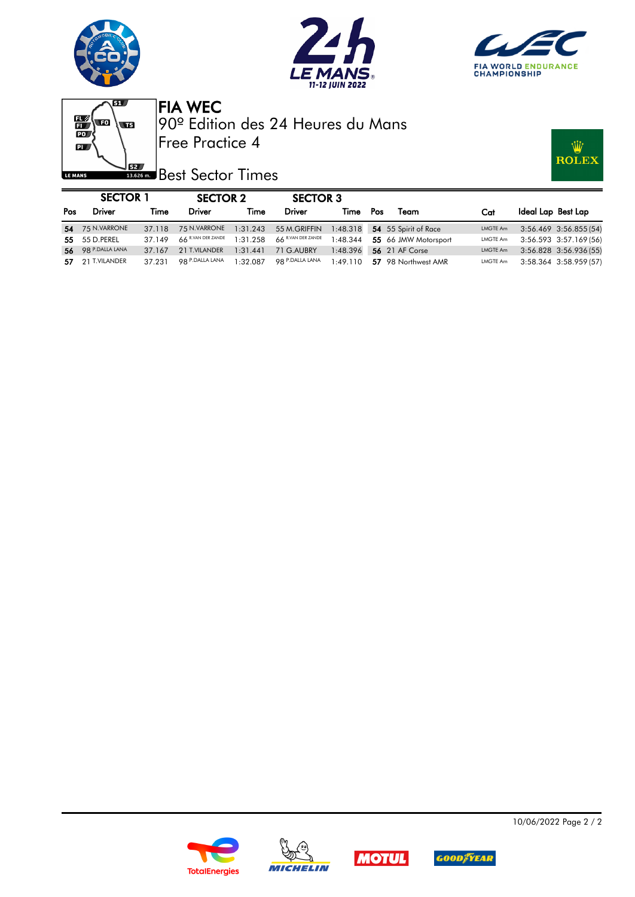# FIA WEC

90º Edition des 24 Heures du Mans

Free Practice 4

## Best Sector Times

| SECTOR 1 | | | SECTOR 2 | | SECTOR 3 | | | | | | |
|---|---|---|---|---|---|---|---|---|---|---|---|
| Pos | Driver | Time | Driver | Time | Driver | Time | Pos | Team | Cat | Ideal Lap | Best Lap |
| 54 | 75 N.VARRONE | 37.118 | 75 N.VARRONE | 1:31.243 | 55 M.GRIFFIN | 1:48.318 | 54 | 55 Spirit of Race | LMGTE Am | 3:56.469 | 3:56.855 (54) |
| 55 | 55 D.PEREL | 37.149 | 66 R.VAN DER ZANDE | 1:31.258 | 66 R.VAN DER ZANDE | 1:48.344 | 55 | 66 JMW Motorsport | LMGTE Am | 3:56.593 | 3:57.169 (56) |
| 56 | 98 P.DALLA LANA | 37.167 | 21 T.VILANDER | 1:31.441 | 71 G.AUBRY | 1:48.396 | 56 | 21 AF Corse | LMGTE Am | 3:56.828 | 3:56.936 (55) |
| 57 | 21 T.VILANDER | 37.231 | 98 P.DALLA LANA | 1:32.087 | 98 P.DALLA LANA | 1:49.110 | 57 | 98 Northwest AMR | LMGTE Am | 3:58.364 | 3:58.959 (57) |

10/06/2022